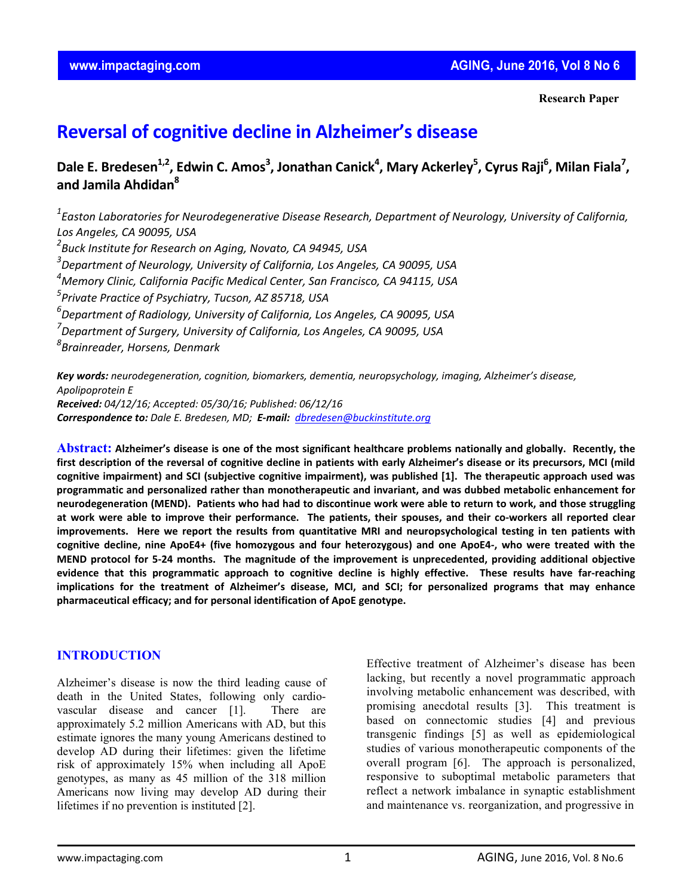Research Paper

# Reversal of cognitive decline in Alzheimer's disease

**Dale E. Bredesen[1,2], Edwin C. Amos[3], Jonathan Canick[4], Mary Ackerley[5], Cyrus Raji[6], Milan Fiala[7], and Jamila Ahdidan[8]**

[1] *Easton Laboratories for Neurodegenerative Disease Research, Department of Neurology, University of California, Los Angeles, CA 90095, USA*
[2] *Buck Institute for Research on Aging, Novato, CA 94945, USA*
[3] *Department of Neurology, University of California, Los Angeles, CA 90095, USA*
[4] *Memory Clinic, California Pacific Medical Center, San Francisco, CA 94115, USA*
[5] *Private Practice of Psychiatry, Tucson, AZ 85718, USA*
[6] *Department of Radiology, University of California, Los Angeles, CA 90095, USA*
[7] *Department of Surgery, University of California, Los Angeles, CA 90095, USA*
[8] *Brainreader, Horsens, Denmark*

***Key words:*** *neurodegeneration, cognition, biomarkers, dementia, neuropsychology, imaging, Alzheimer's disease, Apolipoprotein E*
***Received:*** *04/12/16; Accepted: 05/30/16; Published: 06/12/16*
***Correspondence to:*** *Dale E. Bredesen, MD;* ***E-mail:*** *dbredesen@buckinstitute.org*

**Abstract:** **Alzheimer's disease is one of the most significant healthcare problems nationally and globally. Recently, the first description of the reversal of cognitive decline in patients with early Alzheimer's disease or its precursors, MCI (mild cognitive impairment) and SCI (subjective cognitive impairment), was published [1]. The therapeutic approach used was programmatic and personalized rather than monotherapeutic and invariant, and was dubbed metabolic enhancement for neurodegeneration (MEND). Patients who had had to discontinue work were able to return to work, and those struggling at work were able to improve their performance. The patients, their spouses, and their co-workers all reported clear improvements. Here we report the results from quantitative MRI and neuropsychological testing in ten patients with cognitive decline, nine ApoE4+ (five homozygous and four heterozygous) and one ApoE4-, who were treated with the MEND protocol for 5-24 months. The magnitude of the improvement is unprecedented, providing additional objective evidence that this programmatic approach to cognitive decline is highly effective. These results have far-reaching implications for the treatment of Alzheimer's disease, MCI, and SCI; for personalized programs that may enhance pharmaceutical efficacy; and for personal identification of ApoE genotype.**

## INTRODUCTION

Alzheimer's disease is now the third leading cause of death in the United States, following only cardiovascular disease and cancer [1]. There are approximately 5.2 million Americans with AD, but this estimate ignores the many young Americans destined to develop AD during their lifetimes: given the lifetime risk of approximately 15% when including all ApoE genotypes, as many as 45 million of the 318 million Americans now living may develop AD during their lifetimes if no prevention is instituted [2].

Effective treatment of Alzheimer's disease has been lacking, but recently a novel programmatic approach involving metabolic enhancement was described, with promising anecdotal results [3]. This treatment is based on connectomic studies [4] and previous transgenic findings [5] as well as epidemiological studies of various monotherapeutic components of the overall program [6]. The approach is personalized, responsive to suboptimal metabolic parameters that reflect a network imbalance in synaptic establishment and maintenance vs. reorganization, and progressive in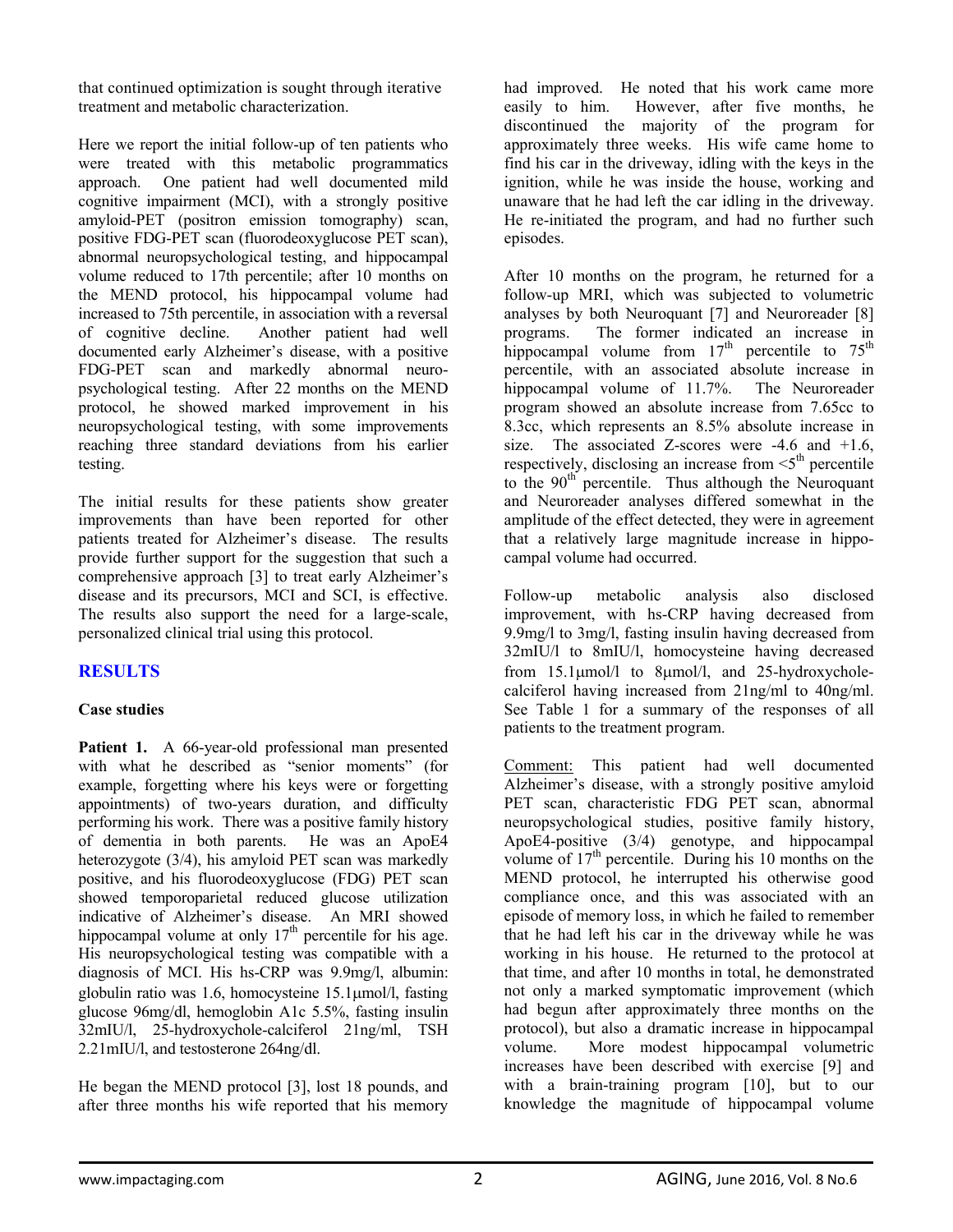that continued optimization is sought through iterative treatment and metabolic characterization.

Here we report the initial follow-up of ten patients who were treated with this metabolic programmatics approach. One patient had well documented mild cognitive impairment (MCI), with a strongly positive amyloid-PET (positron emission tomography) scan, positive FDG-PET scan (fluorodeoxyglucose PET scan), abnormal neuropsychological testing, and hippocampal volume reduced to 17th percentile; after 10 months on the MEND protocol, his hippocampal volume had increased to 75th percentile, in association with a reversal of cognitive decline. Another patient had well documented early Alzheimer's disease, with a positive FDG-PET scan and markedly abnormal neuropsychological testing. After 22 months on the MEND protocol, he showed marked improvement in his neuropsychological testing, with some improvements reaching three standard deviations from his earlier testing.

The initial results for these patients show greater improvements than have been reported for other patients treated for Alzheimer's disease. The results provide further support for the suggestion that such a comprehensive approach [3] to treat early Alzheimer's disease and its precursors, MCI and SCI, is effective. The results also support the need for a large-scale, personalized clinical trial using this protocol.

## RESULTS

### Case studies

**Patient 1.** A 66-year-old professional man presented with what he described as "senior moments" (for example, forgetting where his keys were or forgetting appointments) of two-years duration, and difficulty performing his work. There was a positive family history of dementia in both parents. He was an ApoE4 heterozygote (3/4), his amyloid PET scan was markedly positive, and his fluorodeoxyglucose (FDG) PET scan showed temporoparietal reduced glucose utilization indicative of Alzheimer's disease. An MRI showed hippocampal volume at only $17^{th}$ percentile for his age. His neuropsychological testing was compatible with a diagnosis of MCI. His hs-CRP was 9.9mg/l, albumin: globulin ratio was 1.6, homocysteine 15.1μmol/l, fasting glucose 96mg/dl, hemoglobin A1c 5.5%, fasting insulin 32mIU/l, 25-hydroxychole-calciferol 21ng/ml, TSH 2.21mIU/l, and testosterone 264ng/dl.

He began the MEND protocol [3], lost 18 pounds, and after three months his wife reported that his memory had improved. He noted that his work came more easily to him. However, after five months, he discontinued the majority of the program for approximately three weeks. His wife came home to find his car in the driveway, idling with the keys in the ignition, while he was inside the house, working and unaware that he had left the car idling in the driveway. He re-initiated the program, and had no further such episodes.

After 10 months on the program, he returned for a follow-up MRI, which was subjected to volumetric analyses by both Neuroquant [7] and Neuroreader [8] programs. The former indicated an increase in hippocampal volume from $17^{th}$ percentile to $75^{th}$ percentile, with an associated absolute increase in hippocampal volume of 11.7%. The Neuroreader program showed an absolute increase from 7.65cc to 8.3cc, which represents an 8.5% absolute increase in size. The associated Z-scores were -4.6 and +1.6, respectively, disclosing an increase from $<5^{th}$ percentile to the $90^{th}$ percentile. Thus although the Neuroquant and Neuroreader analyses differed somewhat in the amplitude of the effect detected, they were in agreement that a relatively large magnitude increase in hippocampal volume had occurred.

Follow-up metabolic analysis also disclosed improvement, with hs-CRP having decreased from 9.9mg/l to 3mg/l, fasting insulin having decreased from 32mIU/l to 8mIU/l, homocysteine having decreased from 15.1μmol/l to 8μmol/l, and 25-hydroxychole-calciferol having increased from 21ng/ml to 40ng/ml. See Table 1 for a summary of the responses of all patients to the treatment program.

Comment: This patient had well documented Alzheimer's disease, with a strongly positive amyloid PET scan, characteristic FDG PET scan, abnormal neuropsychological studies, positive family history, ApoE4-positive (3/4) genotype, and hippocampal volume of $17^{th}$ percentile. During his 10 months on the MEND protocol, he interrupted his otherwise good compliance once, and this was associated with an episode of memory loss, in which he failed to remember that he had left his car in the driveway while he was working in his house. He returned to the protocol at that time, and after 10 months in total, he demonstrated not only a marked symptomatic improvement (which had begun after approximately three months on the protocol), but also a dramatic increase in hippocampal volume. More modest hippocampal volumetric increases have been described with exercise [9] and with a brain-training program [10], but to our knowledge the magnitude of hippocampal volume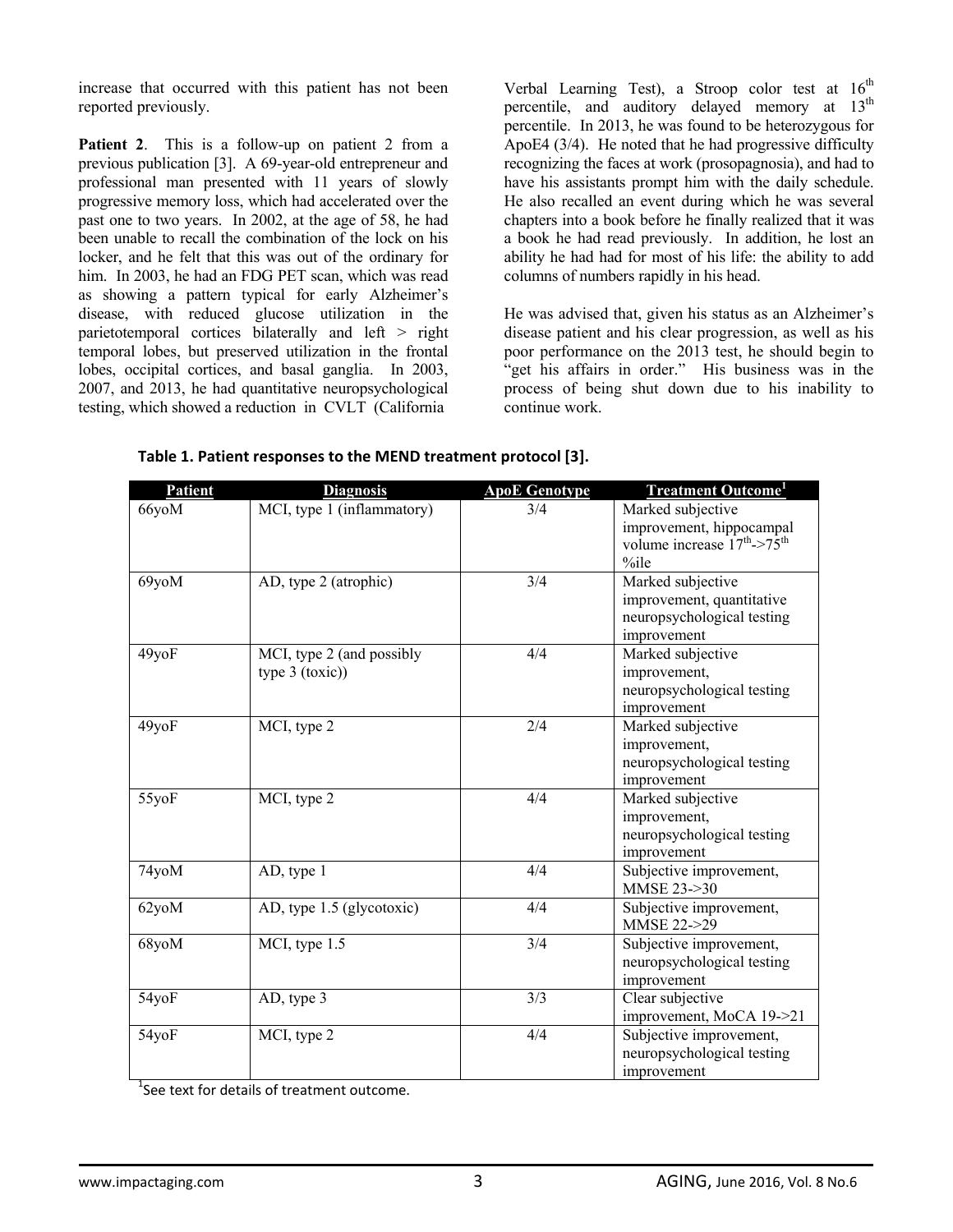increase that occurred with this patient has not been reported previously.

**Patient 2**. This is a follow-up on patient 2 from a previous publication [3]. A 69-year-old entrepreneur and professional man presented with 11 years of slowly progressive memory loss, which had accelerated over the past one to two years. In 2002, at the age of 58, he had been unable to recall the combination of the lock on his locker, and he felt that this was out of the ordinary for him. In 2003, he had an FDG PET scan, which was read as showing a pattern typical for early Alzheimer's disease, with reduced glucose utilization in the parietotemporal cortices bilaterally and left > right temporal lobes, but preserved utilization in the frontal lobes, occipital cortices, and basal ganglia. In 2003, 2007, and 2013, he had quantitative neuropsychological testing, which showed a reduction in CVLT (California Verbal Learning Test), a Stroop color test at 16th percentile, and auditory delayed memory at 13th percentile. In 2013, he was found to be heterozygous for ApoE4 (3/4). He noted that he had progressive difficulty recognizing the faces at work (prosopagnosia), and had to have his assistants prompt him with the daily schedule. He also recalled an event during which he was several chapters into a book before he finally realized that it was a book he had read previously. In addition, he lost an ability he had had for most of his life: the ability to add columns of numbers rapidly in his head.

He was advised that, given his status as an Alzheimer's disease patient and his clear progression, as well as his poor performance on the 2013 test, he should begin to "get his affairs in order." His business was in the process of being shut down due to his inability to continue work.

**Table 1. Patient responses to the MEND treatment protocol [3].**

| Patient | Diagnosis | ApoE Genotype | Treatment Outcome[1] |
|---|---|---|---|
| 66yoM | MCI, type 1 (inflammatory) | 3/4 | Marked subjective improvement, hippocampal volume increase 17th->75th %ile |
| 69yoM | AD, type 2 (atrophic) | 3/4 | Marked subjective improvement, quantitative neuropsychological testing improvement |
| 49yoF | MCI, type 2 (and possibly type 3 (toxic)) | 4/4 | Marked subjective improvement, neuropsychological testing improvement |
| 49yoF | MCI, type 2 | 2/4 | Marked subjective improvement, neuropsychological testing improvement |
| 55yoF | MCI, type 2 | 4/4 | Marked subjective improvement, neuropsychological testing improvement |
| 74yoM | AD, type 1 | 4/4 | Subjective improvement, MMSE 23->30 |
| 62yoM | AD, type 1.5 (glycotoxic) | 4/4 | Subjective improvement, MMSE 22->29 |
| 68yoM | MCI, type 1.5 | 3/4 | Subjective improvement, neuropsychological testing improvement |
| 54yoF | AD, type 3 | 3/3 | Clear subjective improvement, MoCA 19->21 |
| 54yoF | MCI, type 2 | 4/4 | Subjective improvement, neuropsychological testing improvement |

[1]See text for details of treatment outcome.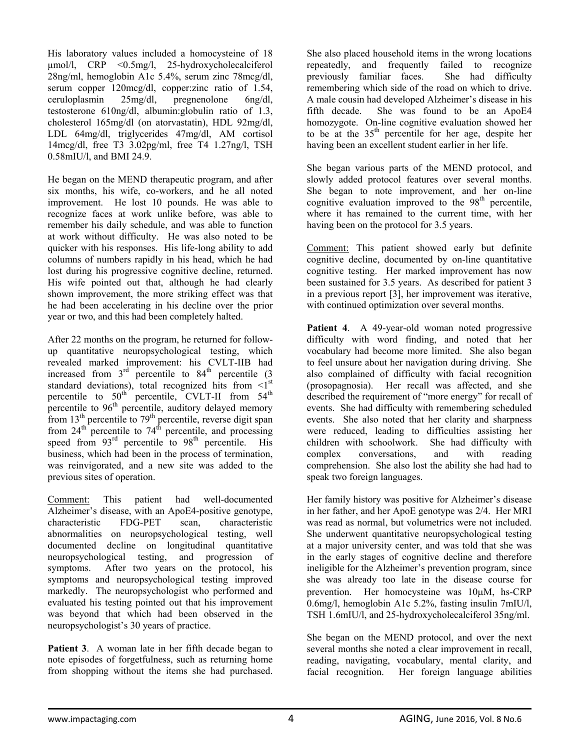His laboratory values included a homocysteine of 18 μmol/l, CRP <0.5mg/l, 25-hydroxycholecalciferol 28ng/ml, hemoglobin A1c 5.4%, serum zinc 78mcg/dl, serum copper 120mcg/dl, copper:zinc ratio of 1.54, ceruloplasmin 25mg/dl, pregnenolone 6ng/dl, testosterone 610ng/dl, albumin:globulin ratio of 1.3, cholesterol 165mg/dl (on atorvastatin), HDL 92mg/dl, LDL 64mg/dl, triglycerides 47mg/dl, AM cortisol 14mcg/dl, free T3 3.02pg/ml, free T4 1.27ng/l, TSH 0.58mIU/l, and BMI 24.9.

He began on the MEND therapeutic program, and after six months, his wife, co-workers, and he all noted improvement. He lost 10 pounds. He was able to recognize faces at work unlike before, was able to remember his daily schedule, and was able to function at work without difficulty. He was also noted to be quicker with his responses. His life-long ability to add columns of numbers rapidly in his head, which he had lost during his progressive cognitive decline, returned. His wife pointed out that, although he had clearly shown improvement, the more striking effect was that he had been accelerating in his decline over the prior year or two, and this had been completely halted.

After 22 months on the program, he returned for follow-up quantitative neuropsychological testing, which revealed marked improvement: his CVLT-IIB had increased from 3rd percentile to 84th percentile (3 standard deviations), total recognized hits from <1st percentile to 50th percentile, CVLT-II from 54th percentile to 96th percentile, auditory delayed memory from 13th percentile to 79th percentile, reverse digit span from 24th percentile to 74th percentile, and processing speed from 93rd percentile to 98th percentile. His business, which had been in the process of termination, was reinvigorated, and a new site was added to the previous sites of operation.

Comment: This patient had well-documented Alzheimer's disease, with an ApoE4-positive genotype, characteristic FDG-PET scan, characteristic abnormalities on neuropsychological testing, well documented decline on longitudinal quantitative neuropsychological testing, and progression of symptoms. After two years on the protocol, his symptoms and neuropsychological testing improved markedly. The neuropsychologist who performed and evaluated his testing pointed out that his improvement was beyond that which had been observed in the neuropsychologist's 30 years of practice.

**Patient 3**. A woman late in her fifth decade began to note episodes of forgetfulness, such as returning home from shopping without the items she had purchased. She also placed household items in the wrong locations repeatedly, and frequently failed to recognize previously familiar faces. She had difficulty remembering which side of the road on which to drive. A male cousin had developed Alzheimer's disease in his fifth decade. She was found to be an ApoE4 homozygote. On-line cognitive evaluation showed her to be at the 35th percentile for her age, despite her having been an excellent student earlier in her life.

She began various parts of the MEND protocol, and slowly added protocol features over several months. She began to note improvement, and her on-line cognitive evaluation improved to the 98th percentile, where it has remained to the current time, with her having been on the protocol for 3.5 years.

Comment: This patient showed early but definite cognitive decline, documented by on-line quantitative cognitive testing. Her marked improvement has now been sustained for 3.5 years. As described for patient 3 in a previous report [3], her improvement was iterative, with continued optimization over several months.

**Patient 4**. A 49-year-old woman noted progressive difficulty with word finding, and noted that her vocabulary had become more limited. She also began to feel unsure about her navigation during driving. She also complained of difficulty with facial recognition (prosopagnosia). Her recall was affected, and she described the requirement of "more energy" for recall of events. She had difficulty with remembering scheduled events. She also noted that her clarity and sharpness were reduced, leading to difficulties assisting her children with schoolwork. She had difficulty with complex conversations, and with reading comprehension. She also lost the ability she had had to speak two foreign languages.

Her family history was positive for Alzheimer's disease in her father, and her ApoE genotype was 2/4. Her MRI was read as normal, but volumetrics were not included. She underwent quantitative neuropsychological testing at a major university center, and was told that she was in the early stages of cognitive decline and therefore ineligible for the Alzheimer's prevention program, since she was already too late in the disease course for prevention. Her homocysteine was 10μM, hs-CRP 0.6mg/l, hemoglobin A1c 5.2%, fasting insulin 7mIU/l, TSH 1.6mIU/l, and 25-hydroxycholecalciferol 35ng/ml.

She began on the MEND protocol, and over the next several months she noted a clear improvement in recall, reading, navigating, vocabulary, mental clarity, and facial recognition. Her foreign language abilities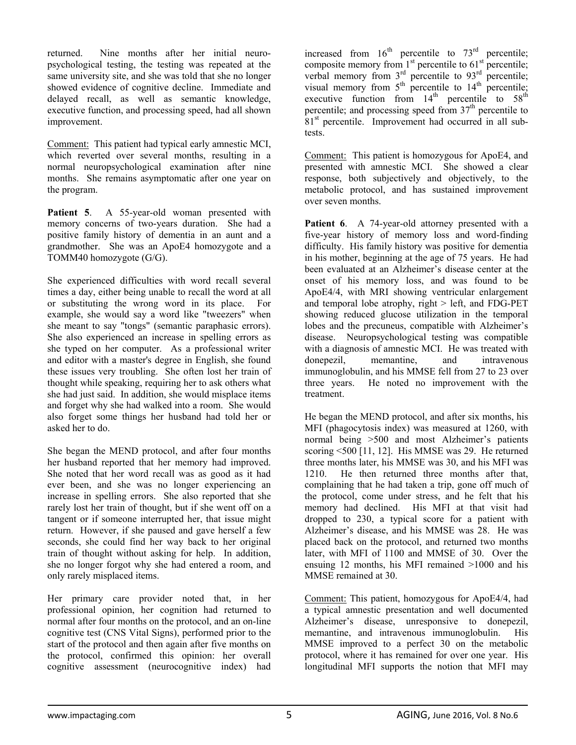returned. Nine months after her initial neuropsychological testing, the testing was repeated at the same university site, and she was told that she no longer showed evidence of cognitive decline. Immediate and delayed recall, as well as semantic knowledge, executive function, and processing speed, had all shown improvement.

Comment: This patient had typical early amnestic MCI, which reverted over several months, resulting in a normal neuropsychological examination after nine months. She remains asymptomatic after one year on the program.

**Patient 5**. A 55-year-old woman presented with memory concerns of two-years duration. She had a positive family history of dementia in an aunt and a grandmother. She was an ApoE4 homozygote and a TOMM40 homozygote (G/G).

She experienced difficulties with word recall several times a day, either being unable to recall the word at all or substituting the wrong word in its place. For example, she would say a word like "tweezers" when she meant to say "tongs" (semantic paraphasic errors). She also experienced an increase in spelling errors as she typed on her computer. As a professional writer and editor with a master's degree in English, she found these issues very troubling. She often lost her train of thought while speaking, requiring her to ask others what she had just said. In addition, she would misplace items and forget why she had walked into a room. She would also forget some things her husband had told her or asked her to do.

She began the MEND protocol, and after four months her husband reported that her memory had improved. She noted that her word recall was as good as it had ever been, and she was no longer experiencing an increase in spelling errors. She also reported that she rarely lost her train of thought, but if she went off on a tangent or if someone interrupted her, that issue might return. However, if she paused and gave herself a few seconds, she could find her way back to her original train of thought without asking for help. In addition, she no longer forgot why she had entered a room, and only rarely misplaced items.

Her primary care provider noted that, in her professional opinion, her cognition had returned to normal after four months on the protocol, and an on-line cognitive test (CNS Vital Signs), performed prior to the start of the protocol and then again after five months on the protocol, confirmed this opinion: her overall cognitive assessment (neurocognitive index) had increased from 16th percentile to 73rd percentile; composite memory from 1st percentile to 61st percentile; verbal memory from 3rd percentile to 93rd percentile; visual memory from 5th percentile to 14th percentile; executive function from 14th percentile to 58th percentile; and processing speed from 37th percentile to 81st percentile. Improvement had occurred in all subtests.

Comment: This patient is homozygous for ApoE4, and presented with amnestic MCI. She showed a clear response, both subjectively and objectively, to the metabolic protocol, and has sustained improvement over seven months.

**Patient 6**. A 74-year-old attorney presented with a five-year history of memory loss and word-finding difficulty. His family history was positive for dementia in his mother, beginning at the age of 75 years. He had been evaluated at an Alzheimer's disease center at the onset of his memory loss, and was found to be ApoE4/4, with MRI showing ventricular enlargement and temporal lobe atrophy, right > left, and FDG-PET showing reduced glucose utilization in the temporal lobes and the precuneus, compatible with Alzheimer's disease. Neuropsychological testing was compatible with a diagnosis of amnestic MCI. He was treated with donepezil, memantine, and intravenous immunoglobulin, and his MMSE fell from 27 to 23 over three years. He noted no improvement with the treatment.

He began the MEND protocol, and after six months, his MFI (phagocytosis index) was measured at 1260, with normal being >500 and most Alzheimer's patients scoring <500 [11, 12]. His MMSE was 29. He returned three months later, his MMSE was 30, and his MFI was 1210. He then returned three months after that, complaining that he had taken a trip, gone off much of the protocol, come under stress, and he felt that his memory had declined. His MFI at that visit had dropped to 230, a typical score for a patient with Alzheimer's disease, and his MMSE was 28. He was placed back on the protocol, and returned two months later, with MFI of 1100 and MMSE of 30. Over the ensuing 12 months, his MFI remained >1000 and his MMSE remained at 30.

Comment: This patient, homozygous for ApoE4/4, had a typical amnestic presentation and well documented Alzheimer's disease, unresponsive to donepezil, memantine, and intravenous immunoglobulin. His MMSE improved to a perfect 30 on the metabolic protocol, where it has remained for over one year. His longitudinal MFI supports the notion that MFI may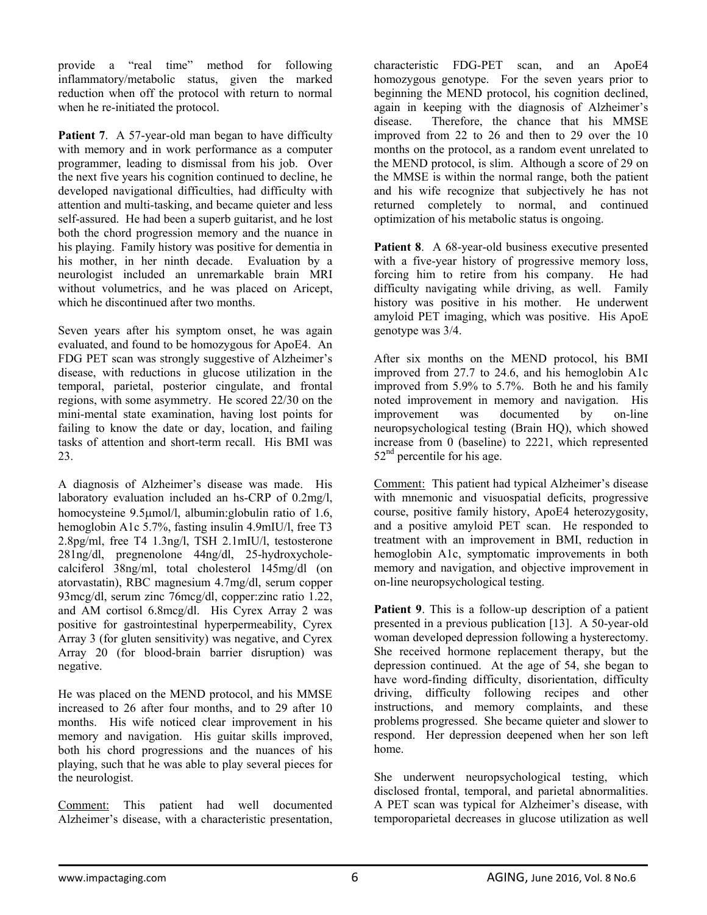provide a "real time" method for following inflammatory/metabolic status, given the marked reduction when off the protocol with return to normal when he re-initiated the protocol.

**Patient 7**. A 57-year-old man began to have difficulty with memory and in work performance as a computer programmer, leading to dismissal from his job. Over the next five years his cognition continued to decline, he developed navigational difficulties, had difficulty with attention and multi-tasking, and became quieter and less self-assured. He had been a superb guitarist, and he lost both the chord progression memory and the nuance in his playing. Family history was positive for dementia in his mother, in her ninth decade. Evaluation by a neurologist included an unremarkable brain MRI without volumetrics, and he was placed on Aricept, which he discontinued after two months.

Seven years after his symptom onset, he was again evaluated, and found to be homozygous for ApoE4. An FDG PET scan was strongly suggestive of Alzheimer's disease, with reductions in glucose utilization in the temporal, parietal, posterior cingulate, and frontal regions, with some asymmetry. He scored 22/30 on the mini-mental state examination, having lost points for failing to know the date or day, location, and failing tasks of attention and short-term recall. His BMI was 23.

A diagnosis of Alzheimer's disease was made. His laboratory evaluation included an hs-CRP of 0.2mg/l, homocysteine 9.5μmol/l, albumin:globulin ratio of 1.6, hemoglobin A1c 5.7%, fasting insulin 4.9mIU/l, free T3 2.8pg/ml, free T4 1.3ng/l, TSH 2.1mIU/l, testosterone 281ng/dl, pregnenolone 44ng/dl, 25-hydroxycholecalciferol 38ng/ml, total cholesterol 145mg/dl (on atorvastatin), RBC magnesium 4.7mg/dl, serum copper 93mcg/dl, serum zinc 76mcg/dl, copper:zinc ratio 1.22, and AM cortisol 6.8mcg/dl. His Cyrex Array 2 was positive for gastrointestinal hyperpermeability, Cyrex Array 3 (for gluten sensitivity) was negative, and Cyrex Array 20 (for blood-brain barrier disruption) was negative.

He was placed on the MEND protocol, and his MMSE increased to 26 after four months, and to 29 after 10 months. His wife noticed clear improvement in his memory and navigation. His guitar skills improved, both his chord progressions and the nuances of his playing, such that he was able to play several pieces for the neurologist.

Comment: This patient had well documented Alzheimer's disease, with a characteristic presentation, characteristic FDG-PET scan, and an ApoE4 homozygous genotype. For the seven years prior to beginning the MEND protocol, his cognition declined, again in keeping with the diagnosis of Alzheimer's disease. Therefore, the chance that his MMSE improved from 22 to 26 and then to 29 over the 10 months on the protocol, as a random event unrelated to the MEND protocol, is slim. Although a score of 29 on the MMSE is within the normal range, both the patient and his wife recognize that subjectively he has not returned completely to normal, and continued optimization of his metabolic status is ongoing.

**Patient 8**. A 68-year-old business executive presented with a five-year history of progressive memory loss, forcing him to retire from his company. He had difficulty navigating while driving, as well. Family history was positive in his mother. He underwent amyloid PET imaging, which was positive. His ApoE genotype was 3/4.

After six months on the MEND protocol, his BMI improved from 27.7 to 24.6, and his hemoglobin A1c improved from 5.9% to 5.7%. Both he and his family noted improvement in memory and navigation. His improvement was documented by on-line neuropsychological testing (Brain HQ), which showed increase from 0 (baseline) to 2221, which represented 52nd percentile for his age.

Comment: This patient had typical Alzheimer's disease with mnemonic and visuospatial deficits, progressive course, positive family history, ApoE4 heterozygosity, and a positive amyloid PET scan. He responded to treatment with an improvement in BMI, reduction in hemoglobin A1c, symptomatic improvements in both memory and navigation, and objective improvement in on-line neuropsychological testing.

**Patient 9**. This is a follow-up description of a patient presented in a previous publication [13]. A 50-year-old woman developed depression following a hysterectomy. She received hormone replacement therapy, but the depression continued. At the age of 54, she began to have word-finding difficulty, disorientation, difficulty driving, difficulty following recipes and other instructions, and memory complaints, and these problems progressed. She became quieter and slower to respond. Her depression deepened when her son left home.

She underwent neuropsychological testing, which disclosed frontal, temporal, and parietal abnormalities. A PET scan was typical for Alzheimer's disease, with temporoparietal decreases in glucose utilization as well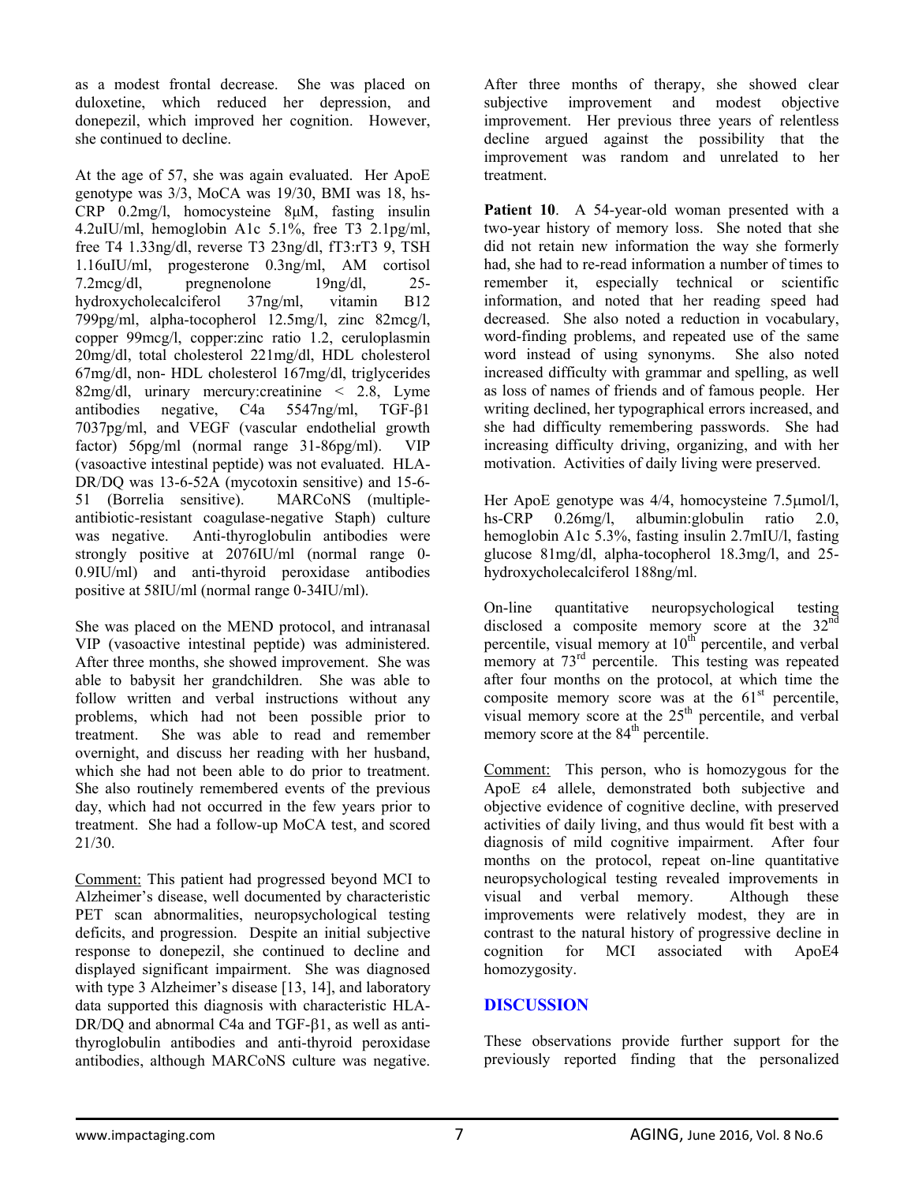as a modest frontal decrease. She was placed on duloxetine, which reduced her depression, and donepezil, which improved her cognition. However, she continued to decline.

At the age of 57, she was again evaluated. Her ApoE genotype was 3/3, MoCA was 19/30, BMI was 18, hs-CRP 0.2mg/l, homocysteine 8μM, fasting insulin 4.2uIU/ml, hemoglobin A1c 5.1%, free T3 2.1pg/ml, free T4 1.33ng/dl, reverse T3 23ng/dl, fT3:rT3 9, TSH 1.16uIU/ml, progesterone 0.3ng/ml, AM cortisol 7.2mcg/dl, pregnenolone 19ng/dl, 25-hydroxycholecalciferol 37ng/ml, vitamin B12 799pg/ml, alpha-tocopherol 12.5mg/l, zinc 82mcg/l, copper 99mcg/l, copper:zinc ratio 1.2, ceruloplasmin 20mg/dl, total cholesterol 221mg/dl, HDL cholesterol 67mg/dl, non- HDL cholesterol 167mg/dl, triglycerides 82mg/dl, urinary mercury:creatinine < 2.8, Lyme antibodies negative, C4a 5547ng/ml, TGF-β1 7037pg/ml, and VEGF (vascular endothelial growth factor) 56pg/ml (normal range 31-86pg/ml). VIP (vasoactive intestinal peptide) was not evaluated. HLA-DR/DQ was 13-6-52A (mycotoxin sensitive) and 15-6-51 (Borrelia sensitive). MARCoNS (multiple-antibiotic-resistant coagulase-negative Staph) culture was negative. Anti-thyroglobulin antibodies were strongly positive at 2076IU/ml (normal range 0-0.9IU/ml) and anti-thyroid peroxidase antibodies positive at 58IU/ml (normal range 0-34IU/ml).

She was placed on the MEND protocol, and intranasal VIP (vasoactive intestinal peptide) was administered. After three months, she showed improvement. She was able to babysit her grandchildren. She was able to follow written and verbal instructions without any problems, which had not been possible prior to treatment. She was able to read and remember overnight, and discuss her reading with her husband, which she had not been able to do prior to treatment. She also routinely remembered events of the previous day, which had not occurred in the few years prior to treatment. She had a follow-up MoCA test, and scored 21/30.

Comment: This patient had progressed beyond MCI to Alzheimer's disease, well documented by characteristic PET scan abnormalities, neuropsychological testing deficits, and progression. Despite an initial subjective response to donepezil, she continued to decline and displayed significant impairment. She was diagnosed with type 3 Alzheimer's disease [13, 14], and laboratory data supported this diagnosis with characteristic HLA-DR/DQ and abnormal C4a and TGF-β1, as well as anti-thyroglobulin antibodies and anti-thyroid peroxidase antibodies, although MARCoNS culture was negative. After three months of therapy, she showed clear subjective improvement and modest objective improvement. Her previous three years of relentless decline argued against the possibility that the improvement was random and unrelated to her treatment.

**Patient 10**. A 54-year-old woman presented with a two-year history of memory loss. She noted that she did not retain new information the way she formerly had, she had to re-read information a number of times to remember it, especially technical or scientific information, and noted that her reading speed had decreased. She also noted a reduction in vocabulary, word-finding problems, and repeated use of the same word instead of using synonyms. She also noted increased difficulty with grammar and spelling, as well as loss of names of friends and of famous people. Her writing declined, her typographical errors increased, and she had difficulty remembering passwords. She had increasing difficulty driving, organizing, and with her motivation. Activities of daily living were preserved.

Her ApoE genotype was 4/4, homocysteine 7.5μmol/l, hs-CRP 0.26mg/l, albumin:globulin ratio 2.0, hemoglobin A1c 5.3%, fasting insulin 2.7mIU/l, fasting glucose 81mg/dl, alpha-tocopherol 18.3mg/l, and 25-hydroxycholecalciferol 188ng/ml.

On-line quantitative neuropsychological testing disclosed a composite memory score at the 32nd percentile, visual memory at 10th percentile, and verbal memory at 73rd percentile. This testing was repeated after four months on the protocol, at which time the composite memory score was at the 61st percentile, visual memory score at the 25th percentile, and verbal memory score at the 84th percentile.

Comment: This person, who is homozygous for the ApoE ε4 allele, demonstrated both subjective and objective evidence of cognitive decline, with preserved activities of daily living, and thus would fit best with a diagnosis of mild cognitive impairment. After four months on the protocol, repeat on-line quantitative neuropsychological testing revealed improvements in visual and verbal memory. Although these improvements were relatively modest, they are in contrast to the natural history of progressive decline in cognition for MCI associated with ApoE4 homozygosity.

## DISCUSSION

These observations provide further support for the previously reported finding that the personalized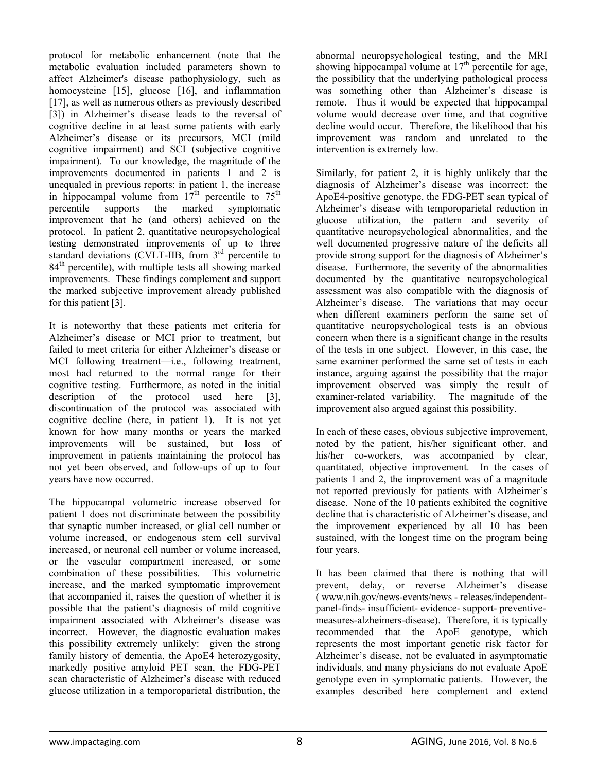protocol for metabolic enhancement (note that the metabolic evaluation included parameters shown to affect Alzheimer's disease pathophysiology, such as homocysteine [15], glucose [16], and inflammation [17], as well as numerous others as previously described [3]) in Alzheimer's disease leads to the reversal of cognitive decline in at least some patients with early Alzheimer's disease or its precursors, MCI (mild cognitive impairment) and SCI (subjective cognitive impairment). To our knowledge, the magnitude of the improvements documented in patients 1 and 2 is unequaled in previous reports: in patient 1, the increase in hippocampal volume from 17th percentile to 75th percentile supports the marked symptomatic improvement that he (and others) achieved on the protocol. In patient 2, quantitative neuropsychological testing demonstrated improvements of up to three standard deviations (CVLT-IIB, from 3rd percentile to 84th percentile), with multiple tests all showing marked improvements. These findings complement and support the marked subjective improvement already published for this patient [3].

It is noteworthy that these patients met criteria for Alzheimer's disease or MCI prior to treatment, but failed to meet criteria for either Alzheimer's disease or MCI following treatment—i.e., following treatment, most had returned to the normal range for their cognitive testing. Furthermore, as noted in the initial description of the protocol used here [3], discontinuation of the protocol was associated with cognitive decline (here, in patient 1). It is not yet known for how many months or years the marked improvements will be sustained, but loss of improvement in patients maintaining the protocol has not yet been observed, and follow-ups of up to four years have now occurred.

The hippocampal volumetric increase observed for patient 1 does not discriminate between the possibility that synaptic number increased, or glial cell number or volume increased, or endogenous stem cell survival increased, or neuronal cell number or volume increased, or the vascular compartment increased, or some combination of these possibilities. This volumetric increase, and the marked symptomatic improvement that accompanied it, raises the question of whether it is possible that the patient's diagnosis of mild cognitive impairment associated with Alzheimer's disease was incorrect. However, the diagnostic evaluation makes this possibility extremely unlikely: given the strong family history of dementia, the ApoE4 heterozygosity, markedly positive amyloid PET scan, the FDG-PET scan characteristic of Alzheimer's disease with reduced glucose utilization in a temporoparietal distribution, the abnormal neuropsychological testing, and the MRI showing hippocampal volume at 17th percentile for age, the possibility that the underlying pathological process was something other than Alzheimer's disease is remote. Thus it would be expected that hippocampal volume would decrease over time, and that cognitive decline would occur. Therefore, the likelihood that his improvement was random and unrelated to the intervention is extremely low.

Similarly, for patient 2, it is highly unlikely that the diagnosis of Alzheimer's disease was incorrect: the ApoE4-positive genotype, the FDG-PET scan typical of Alzheimer's disease with temporoparietal reduction in glucose utilization, the pattern and severity of quantitative neuropsychological abnormalities, and the well documented progressive nature of the deficits all provide strong support for the diagnosis of Alzheimer's disease. Furthermore, the severity of the abnormalities documented by the quantitative neuropsychological assessment was also compatible with the diagnosis of Alzheimer's disease. The variations that may occur when different examiners perform the same set of quantitative neuropsychological tests is an obvious concern when there is a significant change in the results of the tests in one subject. However, in this case, the same examiner performed the same set of tests in each instance, arguing against the possibility that the major improvement observed was simply the result of examiner-related variability. The magnitude of the improvement also argued against this possibility.

In each of these cases, obvious subjective improvement, noted by the patient, his/her significant other, and his/her co-workers, was accompanied by clear, quantitated, objective improvement. In the cases of patients 1 and 2, the improvement was of a magnitude not reported previously for patients with Alzheimer's disease. None of the 10 patients exhibited the cognitive decline that is characteristic of Alzheimer's disease, and the improvement experienced by all 10 has been sustained, with the longest time on the program being four years.

It has been claimed that there is nothing that will prevent, delay, or reverse Alzheimer's disease ( www.nih.gov/news-events/news - releases/independent-panel-finds- insufficient- evidence- support- preventive-measures-alzheimers-disease). Therefore, it is typically recommended that the ApoE genotype, which represents the most important genetic risk factor for Alzheimer's disease, not be evaluated in asymptomatic individuals, and many physicians do not evaluate ApoE genotype even in symptomatic patients. However, the examples described here complement and extend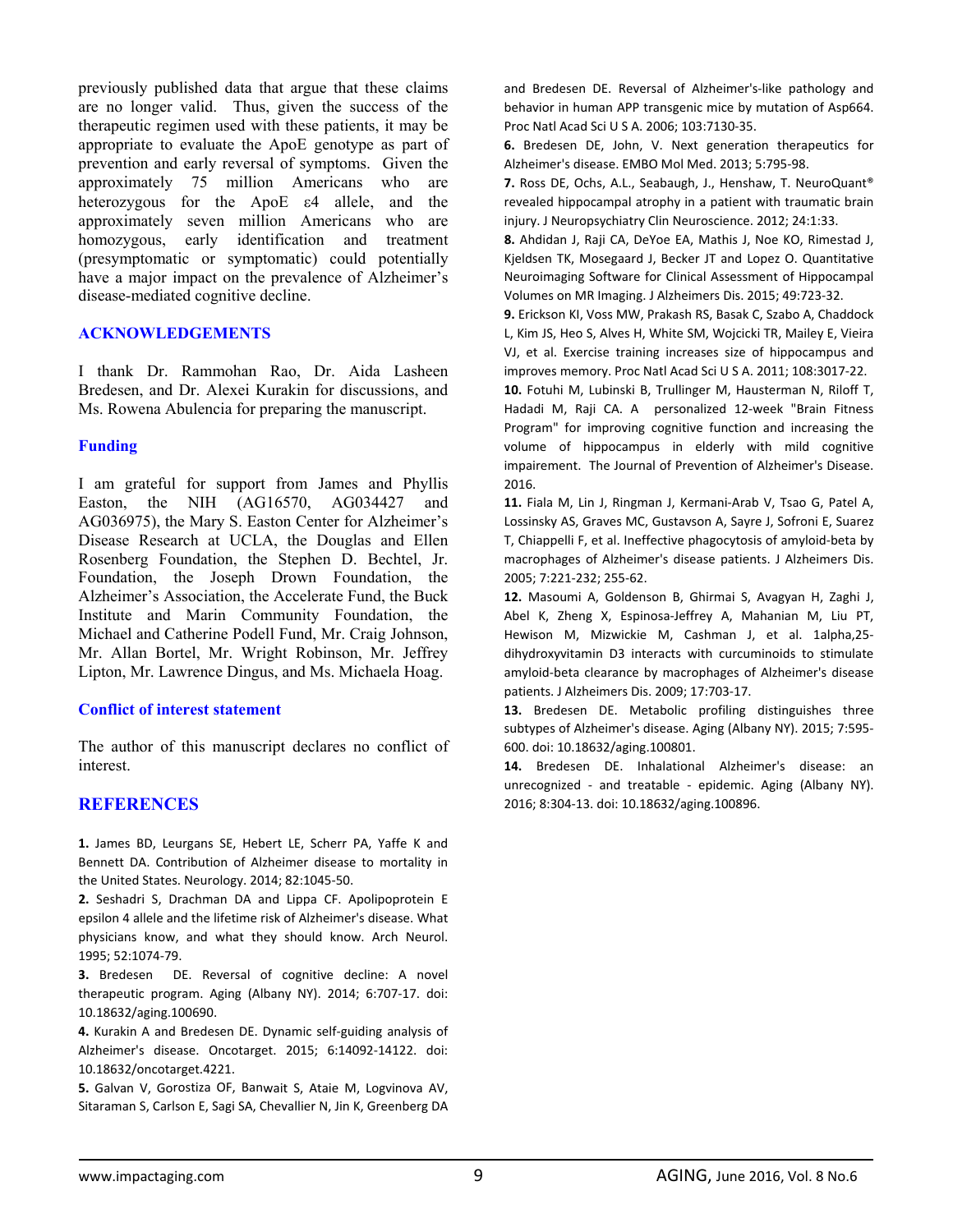previously published data that argue that these claims are no longer valid. Thus, given the success of the therapeutic regimen used with these patients, it may be appropriate to evaluate the ApoE genotype as part of prevention and early reversal of symptoms. Given the approximately 75 million Americans who are heterozygous for the ApoE ε4 allele, and the approximately seven million Americans who are homozygous, early identification and treatment (presymptomatic or symptomatic) could potentially have a major impact on the prevalence of Alzheimer's disease-mediated cognitive decline.

## ACKNOWLEDGEMENTS

I thank Dr. Rammohan Rao, Dr. Aida Lasheen Bredesen, and Dr. Alexei Kurakin for discussions, and Ms. Rowena Abulencia for preparing the manuscript.

## Funding

I am grateful for support from James and Phyllis Easton, the NIH (AG16570, AG034427 and AG036975), the Mary S. Easton Center for Alzheimer's Disease Research at UCLA, the Douglas and Ellen Rosenberg Foundation, the Stephen D. Bechtel, Jr. Foundation, the Joseph Drown Foundation, the Alzheimer's Association, the Accelerate Fund, the Buck Institute and Marin Community Foundation, the Michael and Catherine Podell Fund, Mr. Craig Johnson, Mr. Allan Bortel, Mr. Wright Robinson, Mr. Jeffrey Lipton, Mr. Lawrence Dingus, and Ms. Michaela Hoag.

## Conflict of interest statement

The author of this manuscript declares no conflict of interest.

## REFERENCES

**1.** James BD, Leurgans SE, Hebert LE, Scherr PA, Yaffe K and Bennett DA. Contribution of Alzheimer disease to mortality in the United States. Neurology. 2014; 82:1045-50.

**2.** Seshadri S, Drachman DA and Lippa CF. Apolipoprotein E epsilon 4 allele and the lifetime risk of Alzheimer's disease. What physicians know, and what they should know. Arch Neurol. 1995; 52:1074-79.

**3.** Bredesen DE. Reversal of cognitive decline: A novel therapeutic program. Aging (Albany NY). 2014; 6:707-17. doi: 10.18632/aging.100690.

**4.** Kurakin A and Bredesen DE. Dynamic self-guiding analysis of Alzheimer's disease. Oncotarget. 2015; 6:14092-14122. doi: 10.18632/oncotarget.4221.

**5.** Galvan V, Gorostiza OF, Banwait S, Ataie M, Logvinova AV, Sitaraman S, Carlson E, Sagi SA, Chevallier N, Jin K, Greenberg DA and Bredesen DE. Reversal of Alzheimer's-like pathology and behavior in human APP transgenic mice by mutation of Asp664. Proc Natl Acad Sci U S A. 2006; 103:7130-35.

**6.** Bredesen DE, John, V. Next generation therapeutics for Alzheimer's disease. EMBO Mol Med. 2013; 5:795-98.

**7.** Ross DE, Ochs, A.L., Seabaugh, J., Henshaw, T. NeuroQuant® revealed hippocampal atrophy in a patient with traumatic brain injury. J Neuropsychiatry Clin Neuroscience. 2012; 24:1:33.

**8.** Ahdidan J, Raji CA, DeYoe EA, Mathis J, Noe KO, Rimestad J, Kjeldsen TK, Mosegaard J, Becker JT and Lopez O. Quantitative Neuroimaging Software for Clinical Assessment of Hippocampal Volumes on MR Imaging. J Alzheimers Dis. 2015; 49:723-32.

**9.** Erickson KI, Voss MW, Prakash RS, Basak C, Szabo A, Chaddock L, Kim JS, Heo S, Alves H, White SM, Wojcicki TR, Mailey E, Vieira VJ, et al. Exercise training increases size of hippocampus and improves memory. Proc Natl Acad Sci U S A. 2011; 108:3017-22.

**10.** Fotuhi M, Lubinski B, Trullinger M, Hausterman N, Riloff T, Hadadi M, Raji CA. A personalized 12-week "Brain Fitness Program" for improving cognitive function and increasing the volume of hippocampus in elderly with mild cognitive impairement. The Journal of Prevention of Alzheimer's Disease. 2016.

**11.** Fiala M, Lin J, Ringman J, Kermani-Arab V, Tsao G, Patel A, Lossinsky AS, Graves MC, Gustavson A, Sayre J, Sofroni E, Suarez T, Chiappelli F, et al. Ineffective phagocytosis of amyloid-beta by macrophages of Alzheimer's disease patients. J Alzheimers Dis. 2005; 7:221-232; 255-62.

**12.** Masoumi A, Goldenson B, Ghirmai S, Avagyan H, Zaghi J, Abel K, Zheng X, Espinosa-Jeffrey A, Mahanian M, Liu PT, Hewison M, Mizwickie M, Cashman J, et al. 1alpha,25-dihydroxyvitamin D3 interacts with curcuminoids to stimulate amyloid-beta clearance by macrophages of Alzheimer's disease patients. J Alzheimers Dis. 2009; 17:703-17.

**13.** Bredesen DE. Metabolic profiling distinguishes three subtypes of Alzheimer's disease. Aging (Albany NY). 2015; 7:595-600. doi: 10.18632/aging.100801.

**14.** Bredesen DE. Inhalational Alzheimer's disease: an unrecognized - and treatable - epidemic. Aging (Albany NY). 2016; 8:304-13. doi: 10.18632/aging.100896.